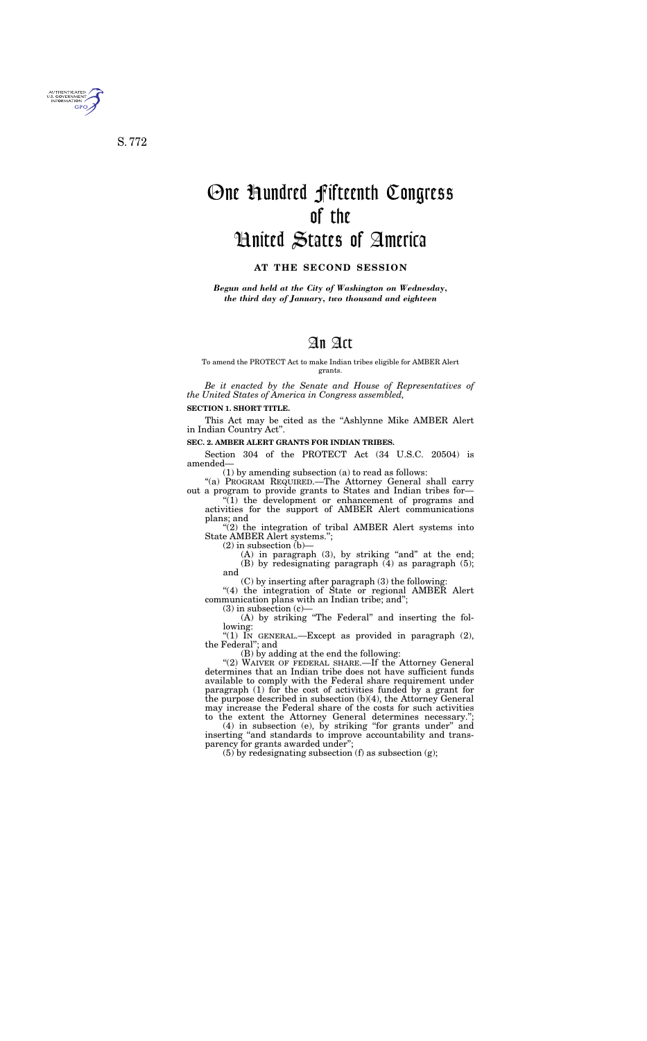S. 772

# One Hundred Fifteenth Congress of the United States of America

**AT THE SECOND SESSION**

*Begun and held at the City of Washington on Wednesday, the third day of January, two thousand and eighteen*

# An Act

To amend the PROTECT Act to make Indian tribes eligible for AMBER Alert grants.

*Be it enacted by the Senate and House of Representatives of the United States of America in Congress assembled,*

**SECTION 1. SHORT TITLE.**

This Act may be cited as the "Ashlynne Mike AMBER Alert in Indian Country Act".

**SEC. 2. AMBER ALERT GRANTS FOR INDIAN TRIBES.**

Section 304 of the PROTECT Act (34 U.S.C. 20504) is amended—

(1) by amending subsection (a) to read as follows:

"(a) PROGRAM REQUIRED.—The Attorney General shall carry out a program to provide grants to States and Indian tribes for—

"(1) the development or enhancement of programs and activities for the support of AMBER Alert communications plans; and

"(2) the integration of tribal AMBER Alert systems into State AMBER Alert systems.";

(2) in subsection (b)—

(A) in paragraph (3), by striking "and" at the end;

(B) by redesignating paragraph (4) as paragraph (5); and

(C) by inserting after paragraph (3) the following:

"(4) the integration of State or regional AMBER Alert communication plans with an Indian tribe; and";

(3) in subsection (c)—

(A) by striking "The Federal" and inserting the following:

"(1) IN GENERAL.—Except as provided in paragraph (2), the Federal"; and

(B) by adding at the end the following:

"(2) WAIVER OF FEDERAL SHARE.—If the Attorney General determines that an Indian tribe does not have sufficient funds available to comply with the Federal share requirement under paragraph (1) for the cost of activities funded by a grant for the purpose described in subsection (b)(4), the Attorney General may increase the Federal share of the costs for such activities to the extent the Attorney General determines necessary.";

(4) in subsection (e), by striking "for grants under" and inserting "and standards to improve accountability and transparency for grants awarded under";

(5) by redesignating subsection (f) as subsection (g);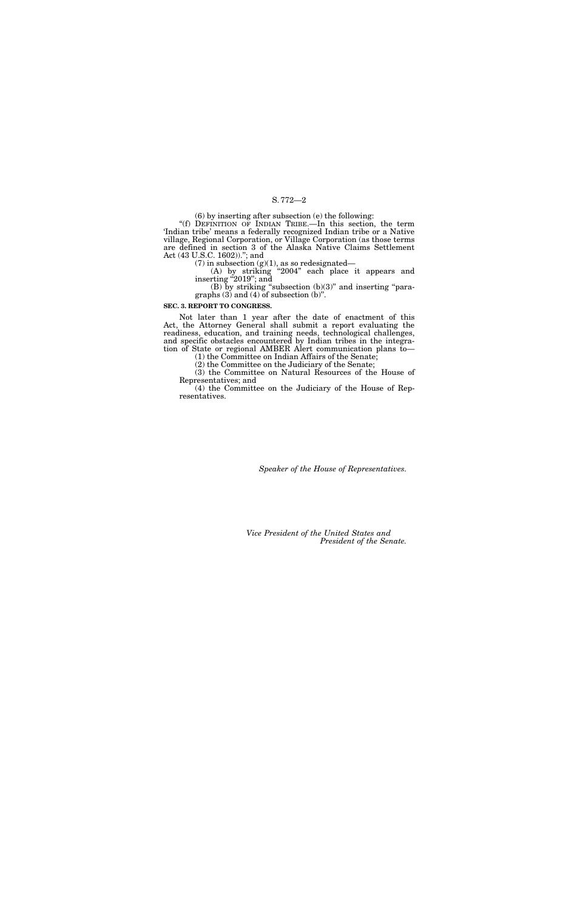(6) by inserting after subsection (e) the following:

"(f) DEFINITION OF INDIAN TRIBE.—In this section, the term 'Indian tribe' means a federally recognized Indian tribe or a Native village, Regional Corporation, or Village Corporation (as those terms are defined in section 3 of the Alaska Native Claims Settlement Act (43 U.S.C. 1602))."; and

(7) in subsection (g)(1), as so redesignated—

(A) by striking "2004" each place it appears and inserting "2019"; and

(B) by striking "subsection (b)(3)" and inserting "paragraphs (3) and (4) of subsection (b)".

**SEC. 3. REPORT TO CONGRESS.**

Not later than 1 year after the date of enactment of this Act, the Attorney General shall submit a report evaluating the readiness, education, and training needs, technological challenges, and specific obstacles encountered by Indian tribes in the integration of State or regional AMBER Alert communication plans to—

(1) the Committee on Indian Affairs of the Senate;

(2) the Committee on the Judiciary of the Senate;

(3) the Committee on Natural Resources of the House of Representatives; and

(4) the Committee on the Judiciary of the House of Representatives.

*Speaker of the House of Representatives.*

*Vice President of the United States and President of the Senate.*